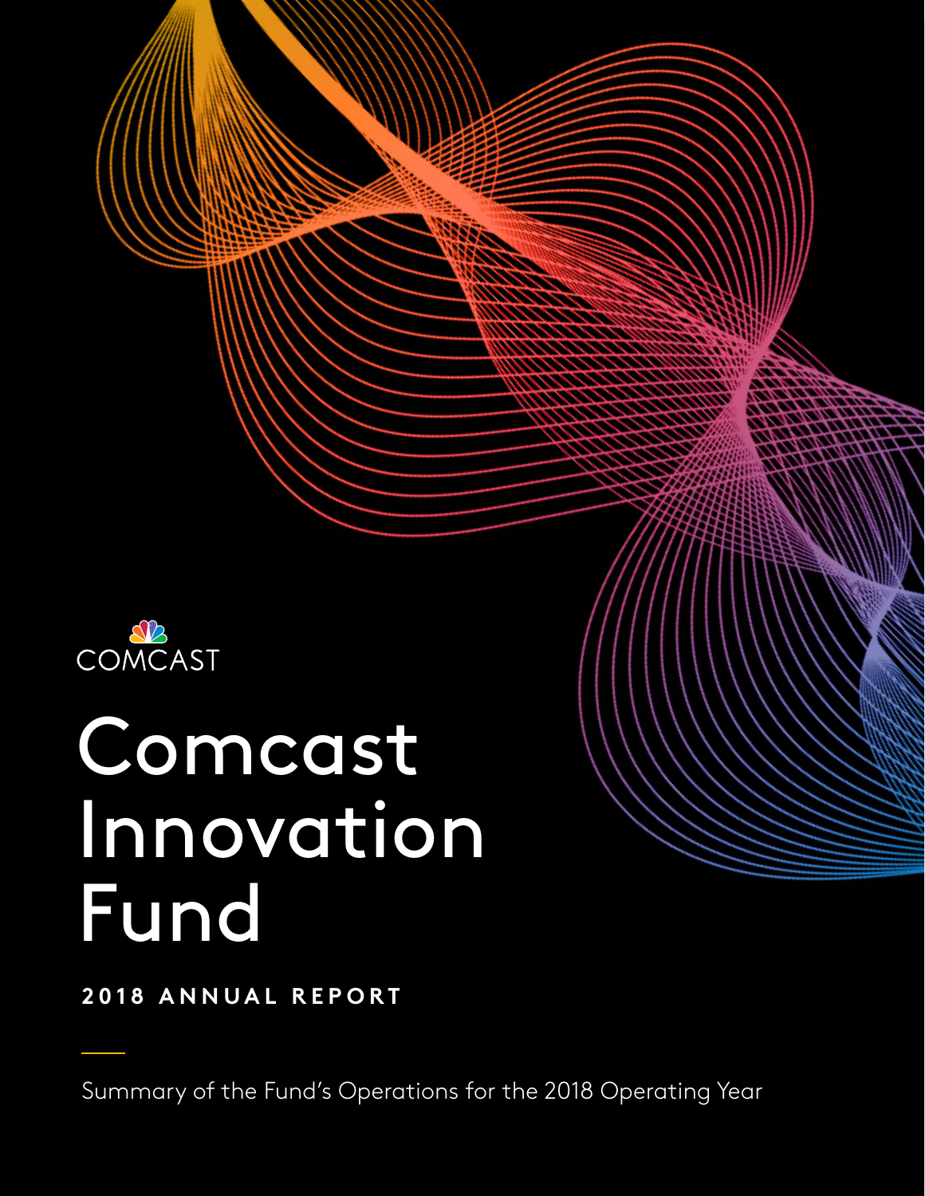COMCAST

# Comcast Innovation Fund

## 2018 ANNUAL REPORT

Summary of the Fund's Operations for the 2018 Operating Year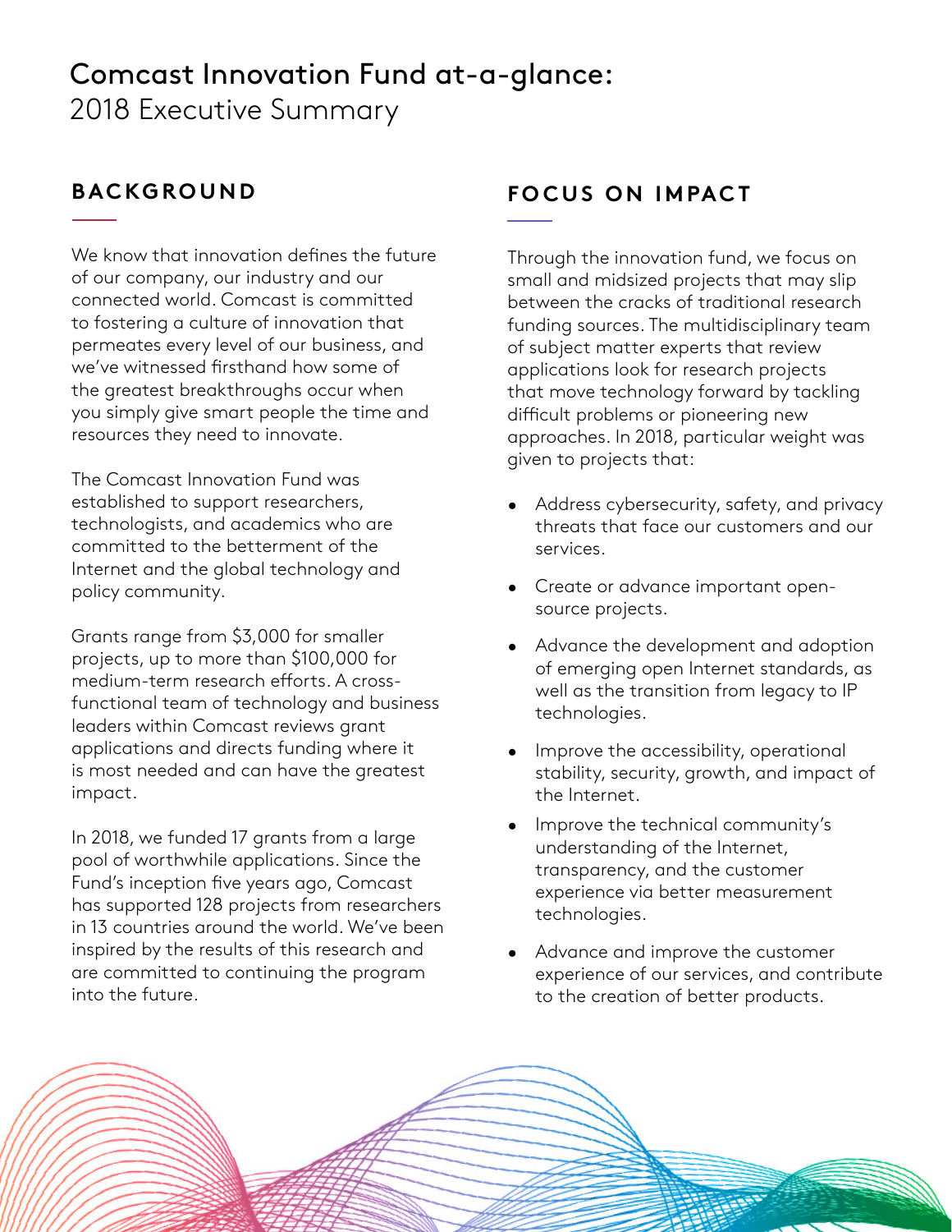# Comcast Innovation Fund at-a-glance:

2018 Executive Summary

## BACKGROUND

We know that innovation defines the future of our company, our industry and our connected world. Comcast is committed to fostering a culture of innovation that permeates every level of our business, and we've witnessed firsthand how some of the greatest breakthroughs occur when you simply give smart people the time and resources they need to innovate.

The Comcast Innovation Fund was established to support researchers, technologists, and academics who are committed to the betterment of the Internet and the global technology and policy community.

Grants range from $3,000 for smaller projects, up to more than $100,000 for medium-term research efforts. A cross-functional team of technology and business leaders within Comcast reviews grant applications and directs funding where it is most needed and can have the greatest impact.

In 2018, we funded 17 grants from a large pool of worthwhile applications. Since the Fund's inception five years ago, Comcast has supported 128 projects from researchers in 13 countries around the world. We've been inspired by the results of this research and are committed to continuing the program into the future.

## FOCUS ON IMPACT

Through the innovation fund, we focus on small and midsized projects that may slip between the cracks of traditional research funding sources. The multidisciplinary team of subject matter experts that review applications look for research projects that move technology forward by tackling difficult problems or pioneering new approaches. In 2018, particular weight was given to projects that:

- Address cybersecurity, safety, and privacy threats that face our customers and our services.
- Create or advance important open-source projects.
- Advance the development and adoption of emerging open Internet standards, as well as the transition from legacy to IP technologies.
- Improve the accessibility, operational stability, security, growth, and impact of the Internet.
- Improve the technical community's understanding of the Internet, transparency, and the customer experience via better measurement technologies.
- Advance and improve the customer experience of our services, and contribute to the creation of better products.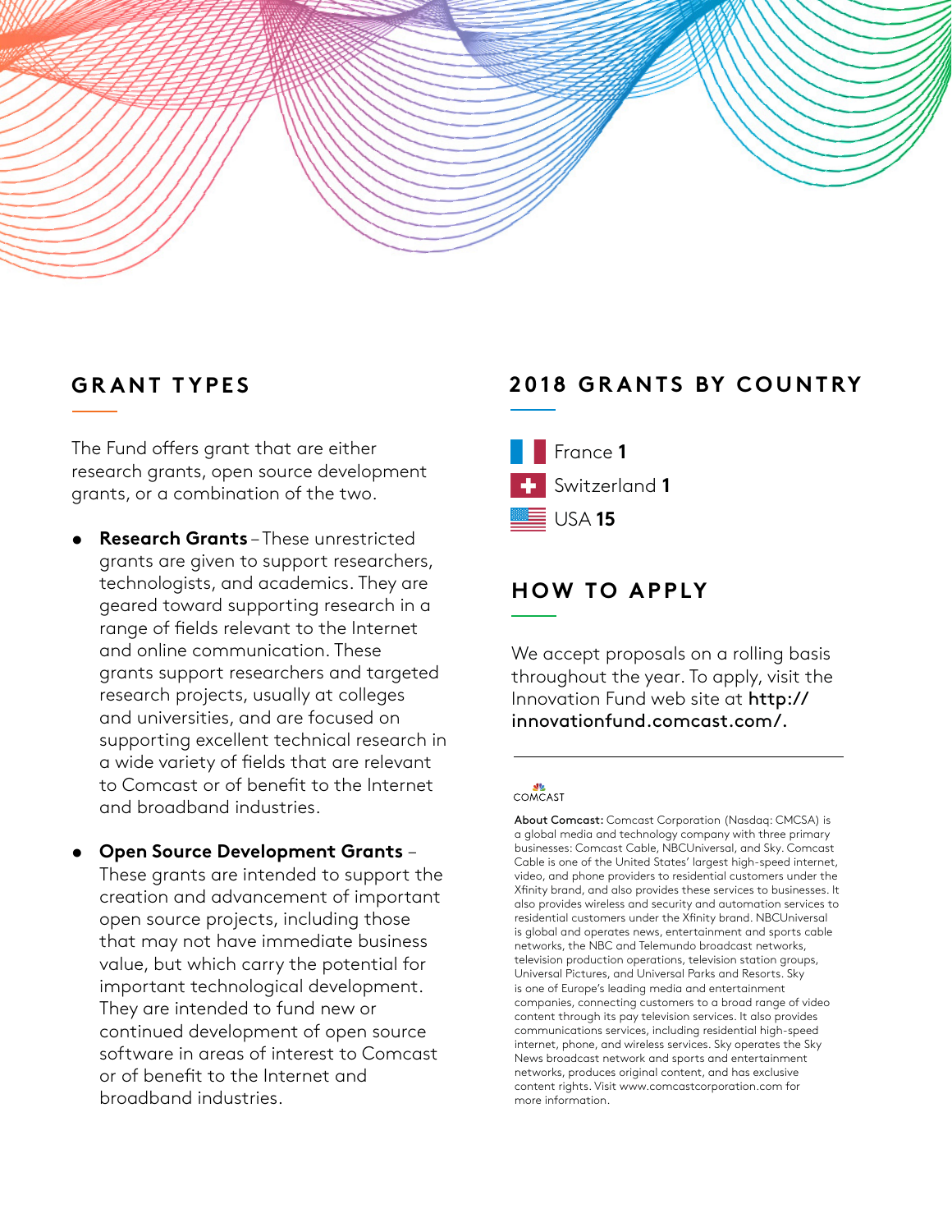## GRANT TYPES

The Fund offers grant that are either research grants, open source development grants, or a combination of the two.

- **Research Grants** – These unrestricted grants are given to support researchers, technologists, and academics. They are geared toward supporting research in a range of fields relevant to the Internet and online communication. These grants support researchers and targeted research projects, usually at colleges and universities, and are focused on supporting excellent technical research in a wide variety of fields that are relevant to Comcast or of benefit to the Internet and broadband industries.

- **Open Source Development Grants** – These grants are intended to support the creation and advancement of important open source projects, including those that may not have immediate business value, but which carry the potential for important technological development. They are intended to fund new or continued development of open source software in areas of interest to Comcast or of benefit to the Internet and broadband industries.

## 2018 GRANTS BY COUNTRY

France **1**

Switzerland **1**

USA **15**

## HOW TO APPLY

We accept proposals on a rolling basis throughout the year. To apply, visit the Innovation Fund web site at **http://innovationfund.comcast.com/.**

---

COMCAST

**About Comcast:** Comcast Corporation (Nasdaq: CMCSA) is a global media and technology company with three primary businesses: Comcast Cable, NBCUniversal, and Sky. Comcast Cable is one of the United States' largest high-speed internet, video, and phone providers to residential customers under the Xfinity brand, and also provides these services to businesses. It also provides wireless and security and automation services to residential customers under the Xfinity brand. NBCUniversal is global and operates news, entertainment and sports cable networks, the NBC and Telemundo broadcast networks, television production operations, television station groups, Universal Pictures, and Universal Parks and Resorts. Sky is one of Europe's leading media and entertainment companies, connecting customers to a broad range of video content through its pay television services. It also provides communications services, including residential high-speed internet, phone, and wireless services. Sky operates the Sky News broadcast network and sports and entertainment networks, produces original content, and has exclusive content rights. Visit www.comcastcorporation.com for more information.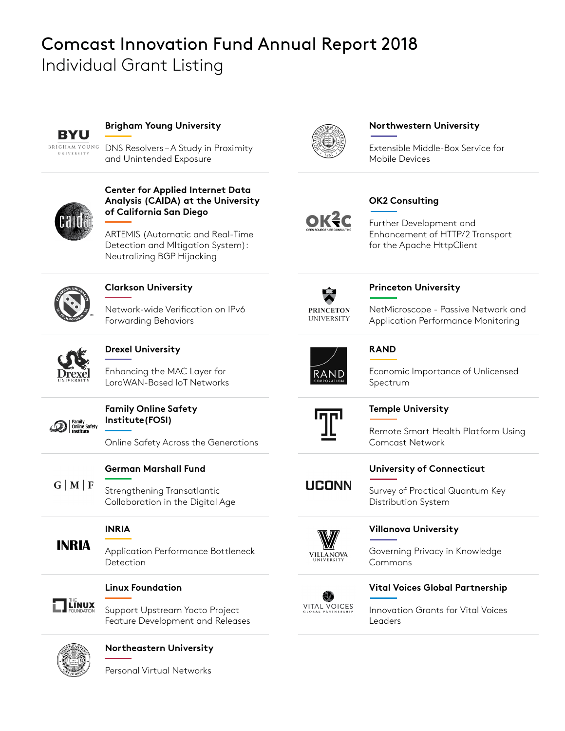# Comcast Innovation Fund Annual Report 2018

## Individual Grant Listing

**Brigham Young University**

DNS Resolvers – A Study in Proximity and Unintended Exposure

**Center for Applied Internet Data Analysis (CAIDA) at the University of California San Diego**

ARTEMIS (Automatic and Real-Time Detection and MItigation System): Neutralizing BGP Hijacking

**Clarkson University**

Network-wide Verification on IPv6 Forwarding Behaviors

**Drexel University**

Enhancing the MAC Layer for LoraWAN-Based IoT Networks

**Family Online Safety Institute (FOSI)**

Online Safety Across the Generations

**German Marshall Fund**

Strengthening Transatlantic Collaboration in the Digital Age

**INRIA**

Application Performance Bottleneck Detection

**Linux Foundation**

Support Upstream Yocto Project Feature Development and Releases

**Northeastern University**

Personal Virtual Networks

**Northwestern University**

Extensible Middle-Box Service for Mobile Devices

**OK2 Consulting**

Further Development and Enhancement of HTTP/2 Transport for the Apache HttpClient

**Princeton University**

NetMicroscope - Passive Network and Application Performance Monitoring

**RAND**

Economic Importance of Unlicensed Spectrum

**Temple University**

Remote Smart Health Platform Using Comcast Network

**University of Connecticut**

Survey of Practical Quantum Key Distribution System

**Villanova University**

Governing Privacy in Knowledge Commons

**Vital Voices Global Partnership**

Innovation Grants for Vital Voices Leaders